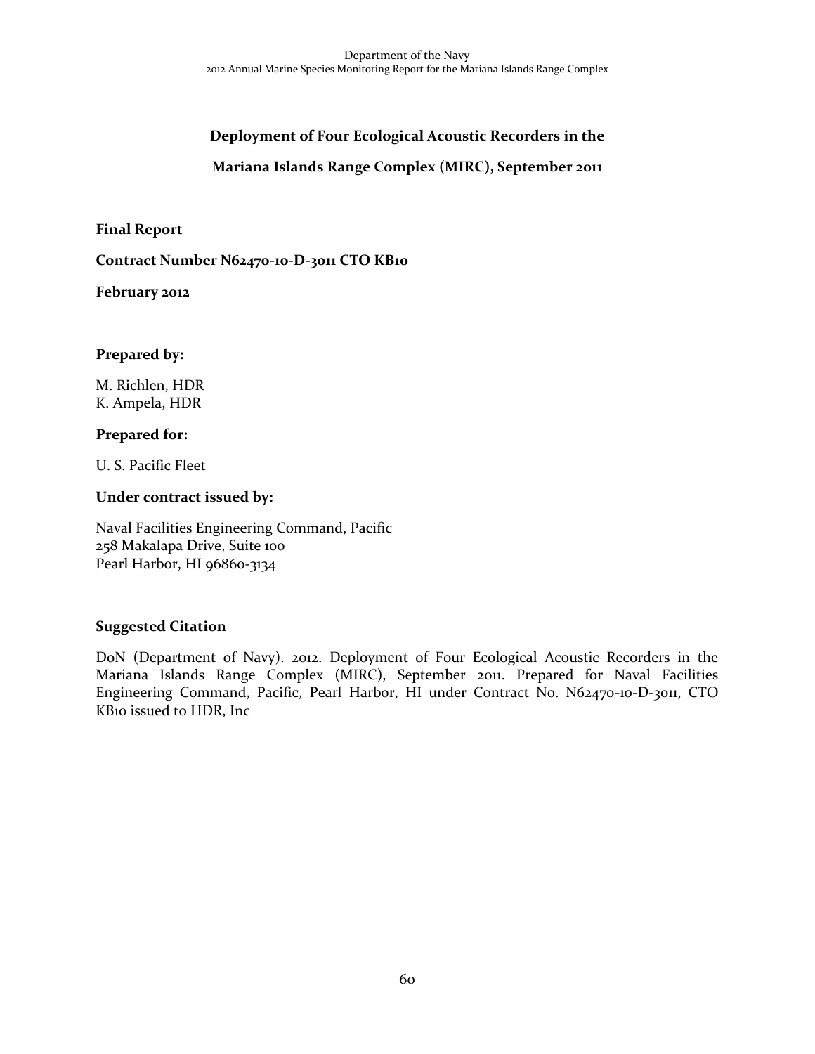# Deployment of Four Ecological Acoustic Recorders in the Mariana Islands Range Complex (MIRC), September 2011

**Final Report**

**Contract Number N62470-10-D-3011 CTO KB10**

**February 2012**

### Prepared by:

M. Richlen, HDR
K. Ampela, HDR

### Prepared for:

U. S. Pacific Fleet

### Under contract issued by:

Naval Facilities Engineering Command, Pacific
258 Makalapa Drive, Suite 100
Pearl Harbor, HI 96860-3134

### Suggested Citation

DoN (Department of Navy). 2012. Deployment of Four Ecological Acoustic Recorders in the Mariana Islands Range Complex (MIRC), September 2011. Prepared for Naval Facilities Engineering Command, Pacific, Pearl Harbor, HI under Contract No. N62470-10-D-3011, CTO KB10 issued to HDR, Inc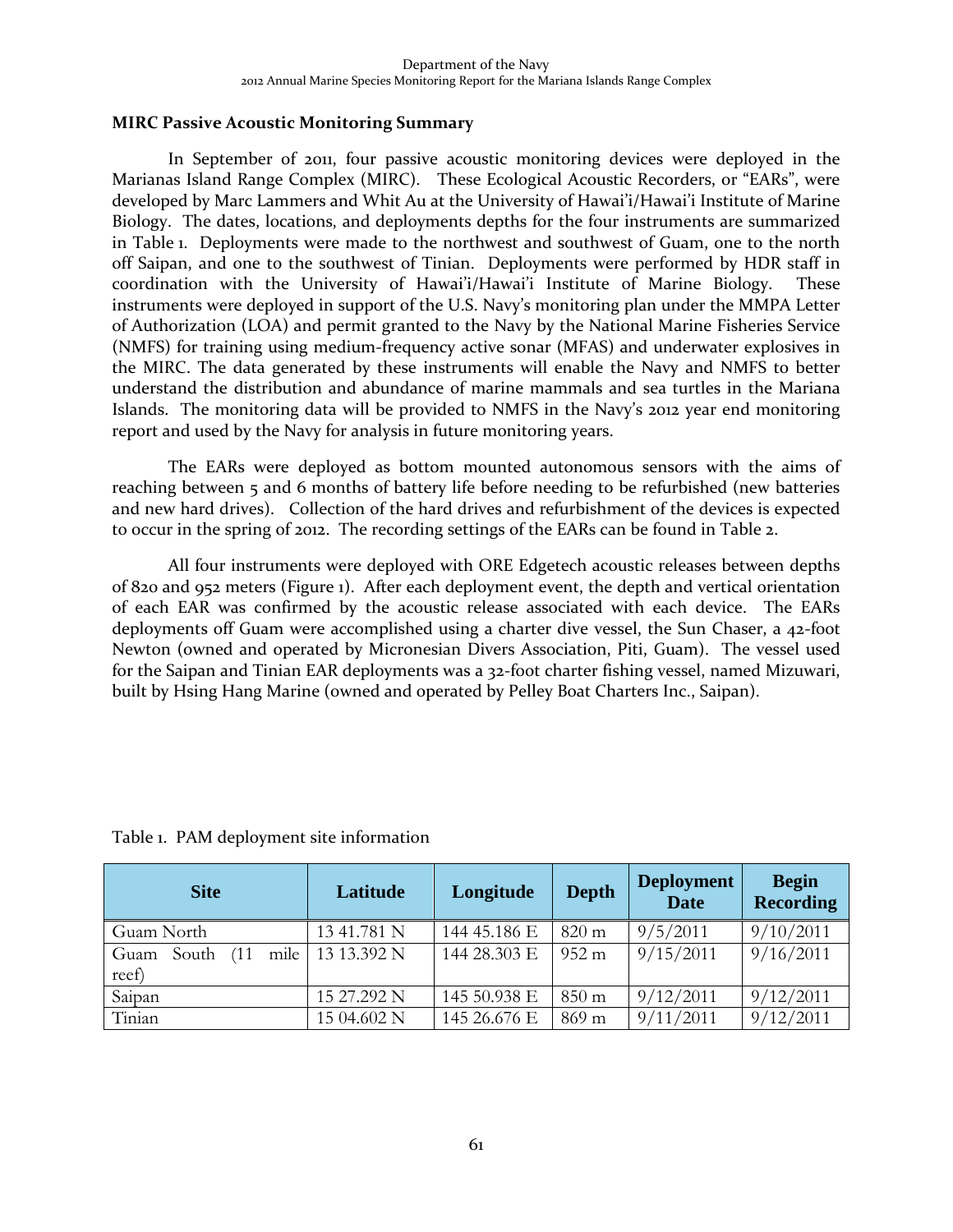### MIRC Passive Acoustic Monitoring Summary

In September of 2011, four passive acoustic monitoring devices were deployed in the Marianas Island Range Complex (MIRC). These Ecological Acoustic Recorders, or "EARs", were developed by Marc Lammers and Whit Au at the University of Hawai'i/Hawai'i Institute of Marine Biology. The dates, locations, and deployments depths for the four instruments are summarized in Table 1. Deployments were made to the northwest and southwest of Guam, one to the north off Saipan, and one to the southwest of Tinian. Deployments were performed by HDR staff in coordination with the University of Hawai'i/Hawai'i Institute of Marine Biology. These instruments were deployed in support of the U.S. Navy's monitoring plan under the MMPA Letter of Authorization (LOA) and permit granted to the Navy by the National Marine Fisheries Service (NMFS) for training using medium-frequency active sonar (MFAS) and underwater explosives in the MIRC. The data generated by these instruments will enable the Navy and NMFS to better understand the distribution and abundance of marine mammals and sea turtles in the Mariana Islands. The monitoring data will be provided to NMFS in the Navy's 2012 year end monitoring report and used by the Navy for analysis in future monitoring years.

The EARs were deployed as bottom mounted autonomous sensors with the aims of reaching between 5 and 6 months of battery life before needing to be refurbished (new batteries and new hard drives). Collection of the hard drives and refurbishment of the devices is expected to occur in the spring of 2012. The recording settings of the EARs can be found in Table 2.

All four instruments were deployed with ORE Edgetech acoustic releases between depths of 820 and 952 meters (Figure 1). After each deployment event, the depth and vertical orientation of each EAR was confirmed by the acoustic release associated with each device. The EARs deployments off Guam were accomplished using a charter dive vessel, the Sun Chaser, a 42-foot Newton (owned and operated by Micronesian Divers Association, Piti, Guam). The vessel used for the Saipan and Tinian EAR deployments was a 32-foot charter fishing vessel, named Mizuwari, built by Hsing Hang Marine (owned and operated by Pelley Boat Charters Inc., Saipan).

Table 1. PAM deployment site information

| Site | Latitude | Longitude | Depth | Deployment Date | Begin Recording |
|---|---|---|---|---|---|
| Guam North | 13 41.781 N | 144 45.186 E | 820 m | 9/5/2011 | 9/10/2011 |
| Guam South (11 mile reef) | 13 13.392 N | 144 28.303 E | 952 m | 9/15/2011 | 9/16/2011 |
| Saipan | 15 27.292 N | 145 50.938 E | 850 m | 9/12/2011 | 9/12/2011 |
| Tinian | 15 04.602 N | 145 26.676 E | 869 m | 9/11/2011 | 9/12/2011 |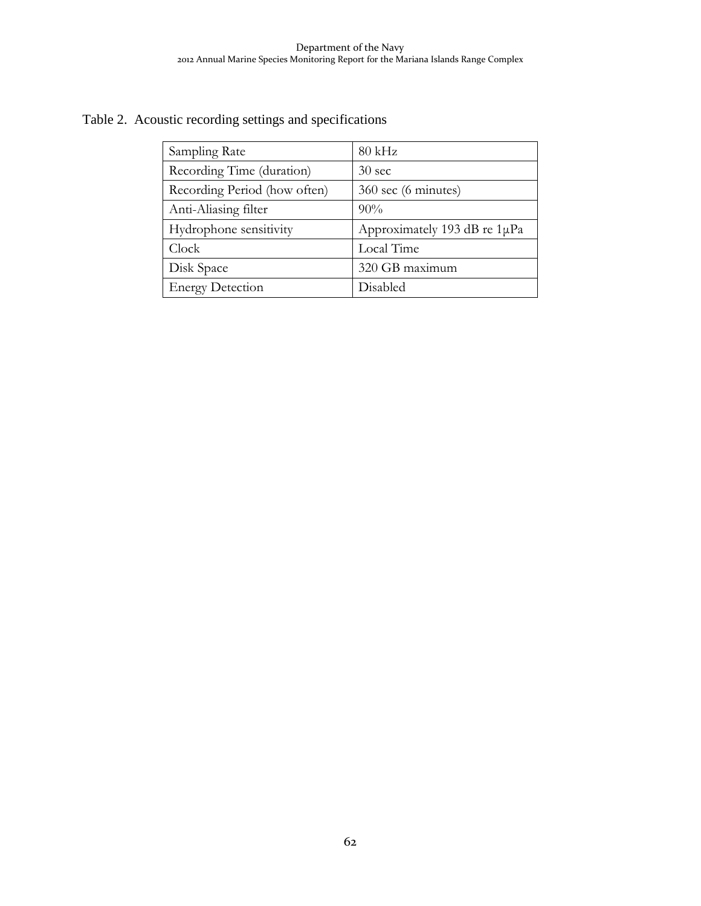Table 2. Acoustic recording settings and specifications

| Sampling Rate | 80 kHz |
|---|---|
| Recording Time (duration) | 30 sec |
| Recording Period (how often) | 360 sec (6 minutes) |
| Anti-Aliasing filter | 90% |
| Hydrophone sensitivity | Approximately 193 dB re 1μPa |
| Clock | Local Time |
| Disk Space | 320 GB maximum |
| Energy Detection | Disabled |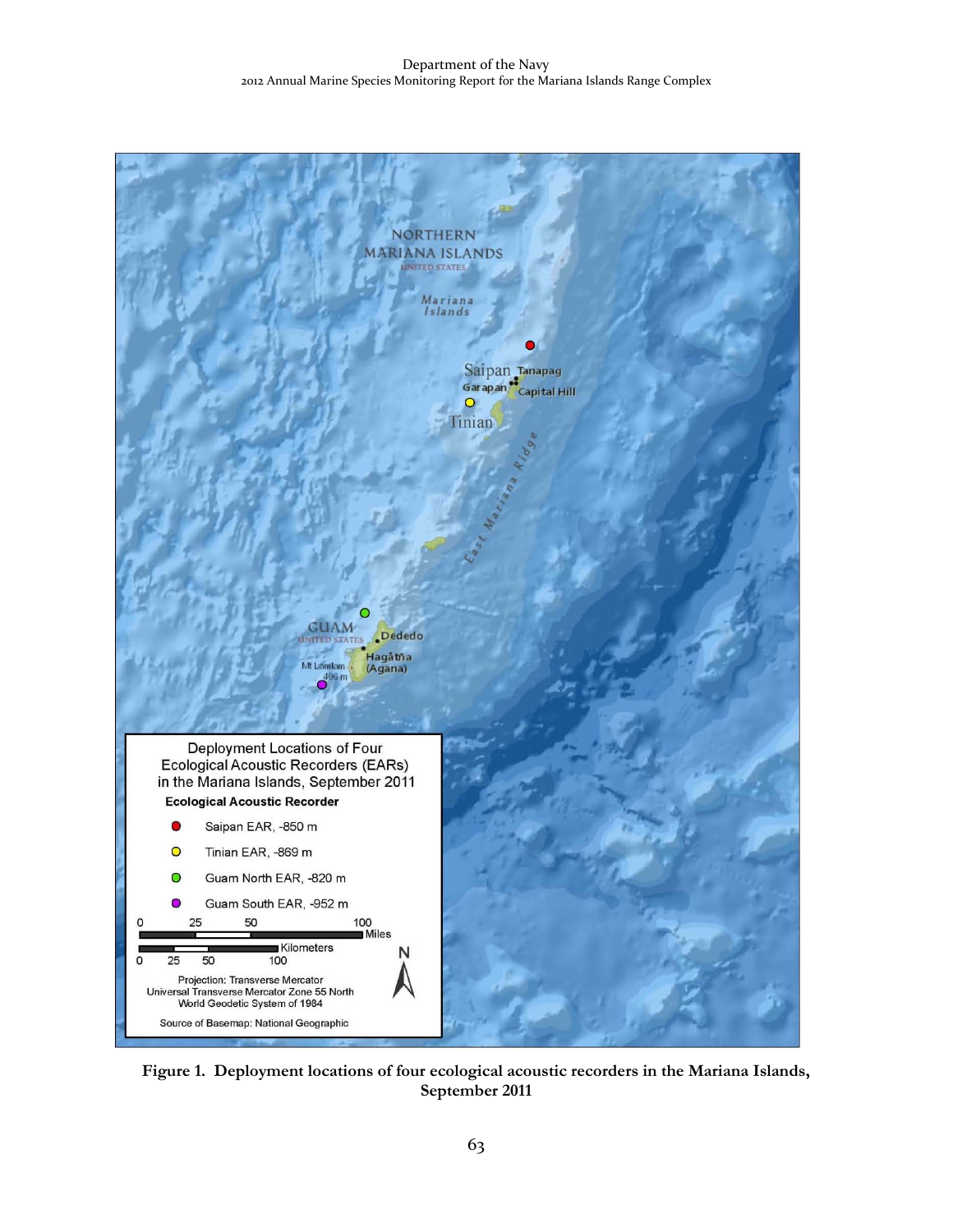NORTHERN MARIANA ISLANDS

UNITED STATES

Mariana Islands

Saipan

Tanapag

Garapan

Capital Hill

Tinian

East Mariana Ridge

GUAM

UNITED STATES

Dededo

Hagåtña (Agana)

Mt Lamlam 406 m

Deployment Locations of Four Ecological Acoustic Recorders (EARs) in the Mariana Islands, September 2011

Ecological Acoustic Recorder

Saipan EAR, -850 m

Tinian EAR, -869 m

Guam North EAR, -820 m

Guam South EAR, -952 m

0 25 50 100 Miles

0 25 50 100 Kilometers

N

Projection: Transverse Mercator
Universal Transverse Mercator Zone 55 North
World Geodetic System of 1984

Source of Basemap: National Geographic

**Figure 1. Deployment locations of four ecological acoustic recorders in the Mariana Islands, September 2011**